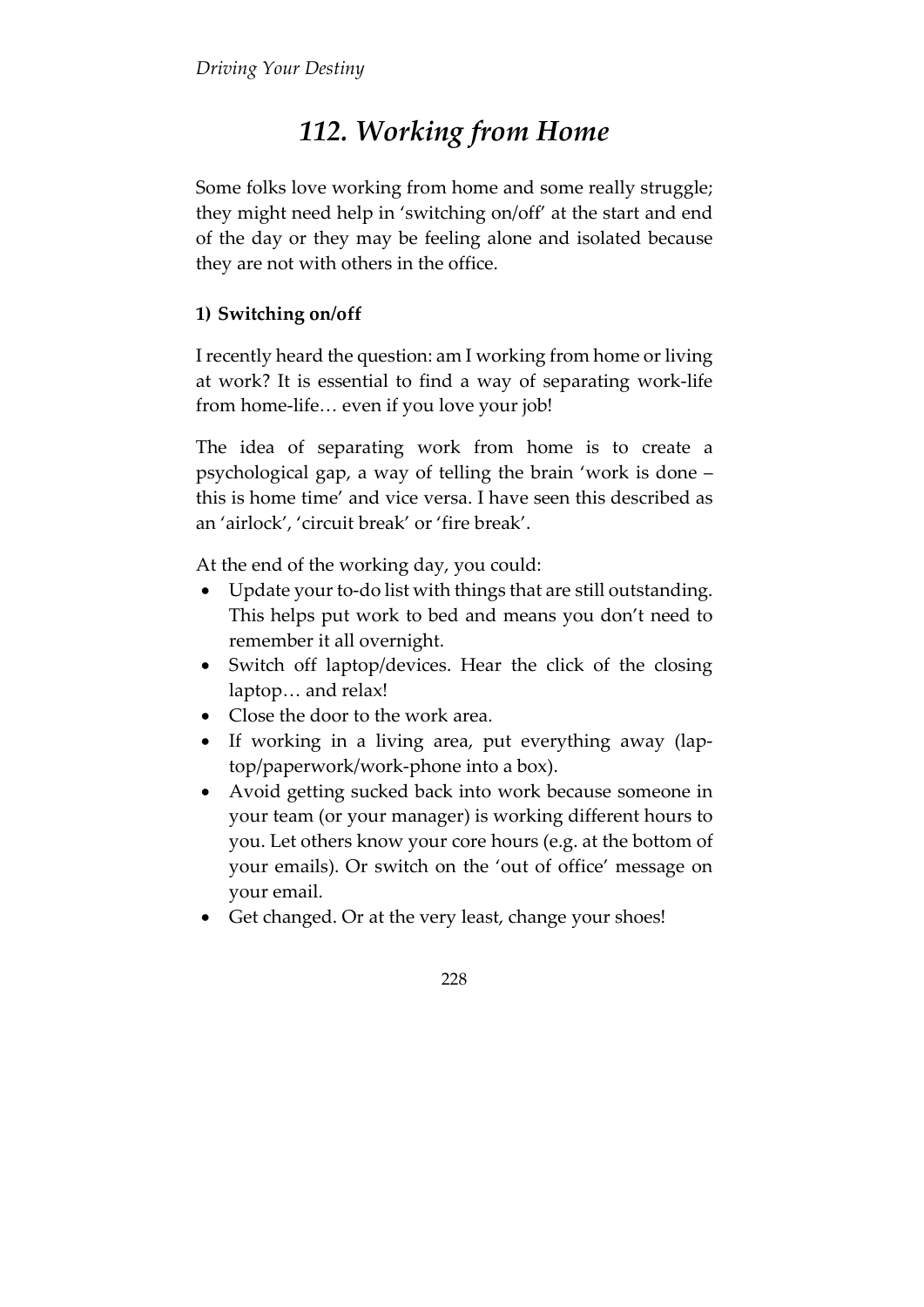# *112. Working from Home*

Some folks love working from home and some really struggle; they might need help in 'switching on/off' at the start and end of the day or they may be feeling alone and isolated because they are not with others in the office.

**1) Switching on/off**

I recently heard the question: am I working from home or living at work? It is essential to find a way of separating work-life from home-life… even if you love your job!

The idea of separating work from home is to create a psychological gap, a way of telling the brain 'work is done – this is home time' and vice versa. I have seen this described as an 'airlock', 'circuit break' or 'fire break'.

At the end of the working day, you could:

- Update your to-do list with things that are still outstanding. This helps put work to bed and means you don't need to remember it all overnight.
- Switch off laptop/devices. Hear the click of the closing laptop… and relax!
- Close the door to the work area.
- If working in a living area, put everything away (laptop/paperwork/work-phone into a box).
- Avoid getting sucked back into work because someone in your team (or your manager) is working different hours to you. Let others know your core hours (e.g. at the bottom of your emails). Or switch on the 'out of office' message on your email.
- Get changed. Or at the very least, change your shoes!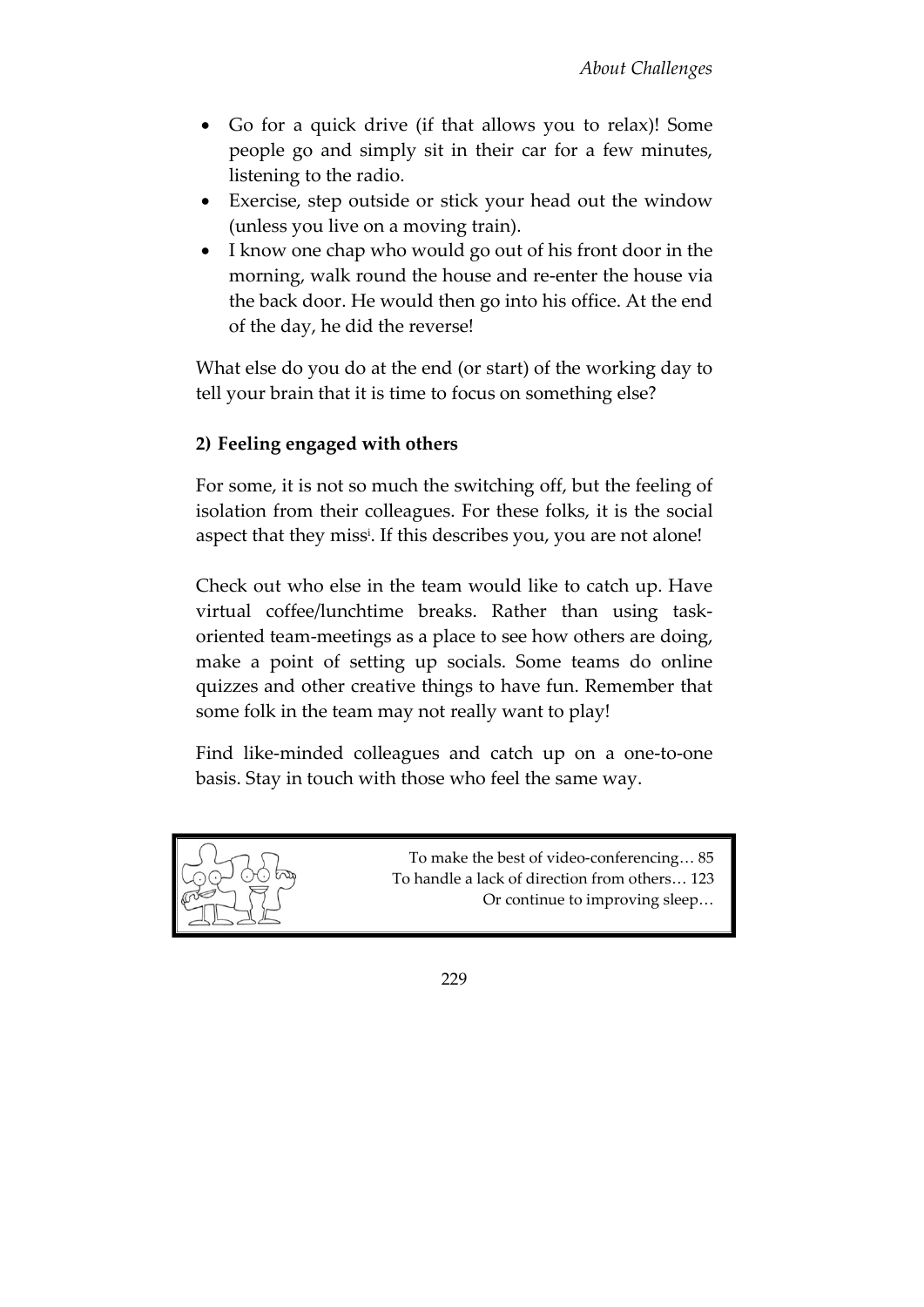- Go for a quick drive (if that allows you to relax)! Some people go and simply sit in their car for a few minutes, listening to the radio.
- Exercise, step outside or stick your head out the window (unless you live on a moving train).
- I know one chap who would go out of his front door in the morning, walk round the house and re-enter the house via the back door. He would then go into his office. At the end of the day, he did the reverse!

What else do you do at the end (or start) of the working day to tell your brain that it is time to focus on something else?

**2) Feeling engaged with others**

For some, it is not so much the switching off, but the feeling of isolation from their colleagues. For these folks, it is the social aspect that they miss[i]. If this describes you, you are not alone!

Check out who else in the team would like to catch up. Have virtual coffee/lunchtime breaks. Rather than using task-oriented team-meetings as a place to see how others are doing, make a point of setting up socials. Some teams do online quizzes and other creative things to have fun. Remember that some folk in the team may not really want to play!

Find like-minded colleagues and catch up on a one-to-one basis. Stay in touch with those who feel the same way.

To make the best of video-conferencing… 85
To handle a lack of direction from others… 123
Or continue to improving sleep…